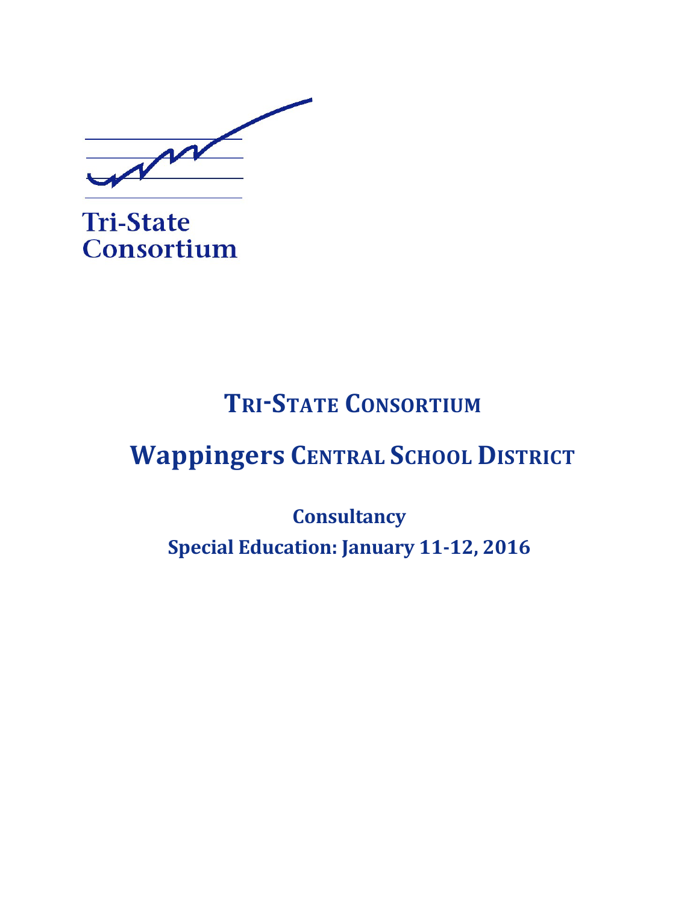Tri-State Consortium

# TRI-STATE CONSORTIUM

# Wappingers CENTRAL SCHOOL DISTRICT

## Consultancy

## Special Education: January 11-12, 2016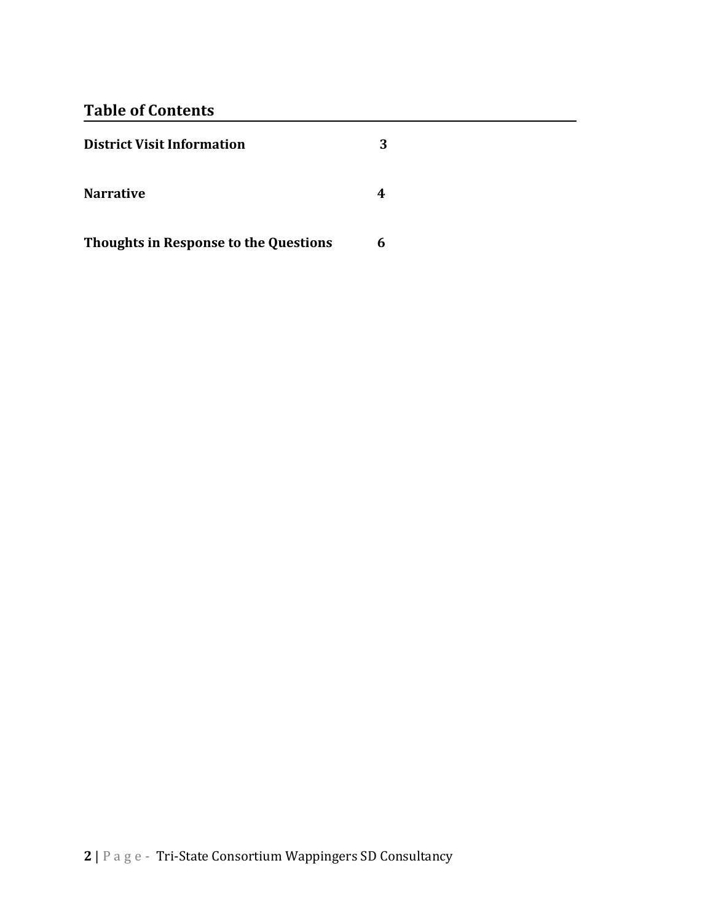## Table of Contents

| | |
|---|---|
| **District Visit Information** | **3** |
| **Narrative** | **4** |
| **Thoughts in Response to the Questions** | **6** |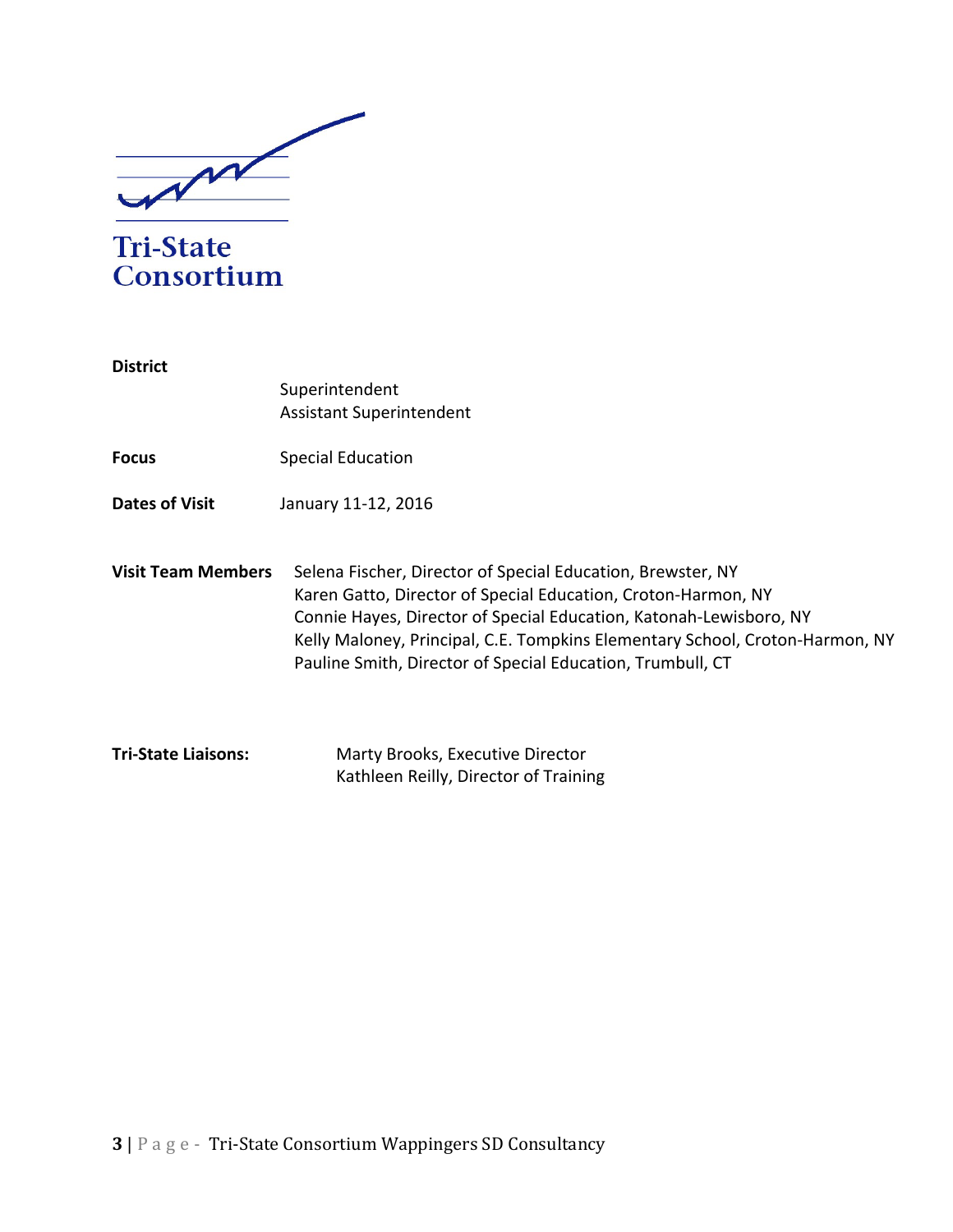**Tri-State Consortium**

| | |
|---|---|
| **District** | Superintendent<br>Assistant Superintendent |
| **Focus** | Special Education |
| **Dates of Visit** | January 11-12, 2016 |
| **Visit Team Members** | Selena Fischer, Director of Special Education, Brewster, NY<br>Karen Gatto, Director of Special Education, Croton-Harmon, NY<br>Connie Hayes, Director of Special Education, Katonah-Lewisboro, NY<br>Kelly Maloney, Principal, C.E. Tompkins Elementary School, Croton-Harmon, NY<br>Pauline Smith, Director of Special Education, Trumbull, CT |
| **Tri-State Liaisons:** | Marty Brooks, Executive Director<br>Kathleen Reilly, Director of Training |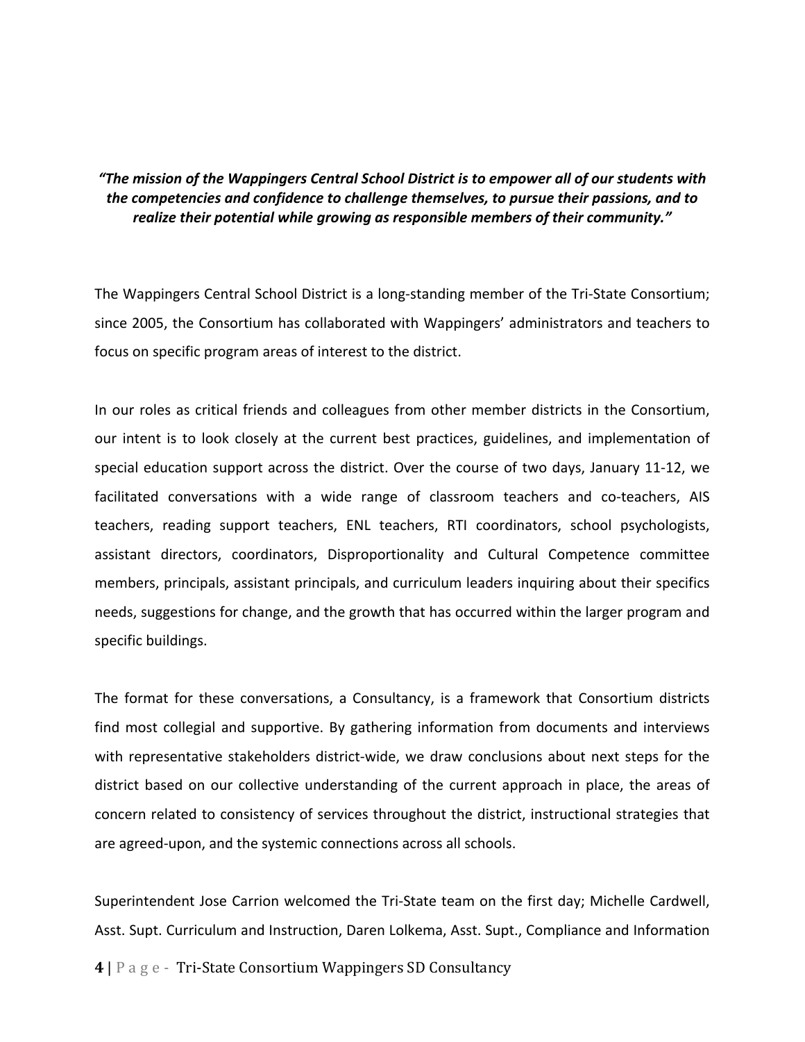***"The mission of the Wappingers Central School District is to empower all of our students with the competencies and confidence to challenge themselves, to pursue their passions, and to realize their potential while growing as responsible members of their community."***

The Wappingers Central School District is a long-standing member of the Tri-State Consortium; since 2005, the Consortium has collaborated with Wappingers' administrators and teachers to focus on specific program areas of interest to the district.

In our roles as critical friends and colleagues from other member districts in the Consortium, our intent is to look closely at the current best practices, guidelines, and implementation of special education support across the district. Over the course of two days, January 11-12, we facilitated conversations with a wide range of classroom teachers and co-teachers, AIS teachers, reading support teachers, ENL teachers, RTI coordinators, school psychologists, assistant directors, coordinators, Disproportionality and Cultural Competence committee members, principals, assistant principals, and curriculum leaders inquiring about their specifics needs, suggestions for change, and the growth that has occurred within the larger program and specific buildings.

The format for these conversations, a Consultancy, is a framework that Consortium districts find most collegial and supportive. By gathering information from documents and interviews with representative stakeholders district-wide, we draw conclusions about next steps for the district based on our collective understanding of the current approach in place, the areas of concern related to consistency of services throughout the district, instructional strategies that are agreed-upon, and the systemic connections across all schools.

Superintendent Jose Carrion welcomed the Tri-State team on the first day; Michelle Cardwell, Asst. Supt. Curriculum and Instruction, Daren Lolkema, Asst. Supt., Compliance and Information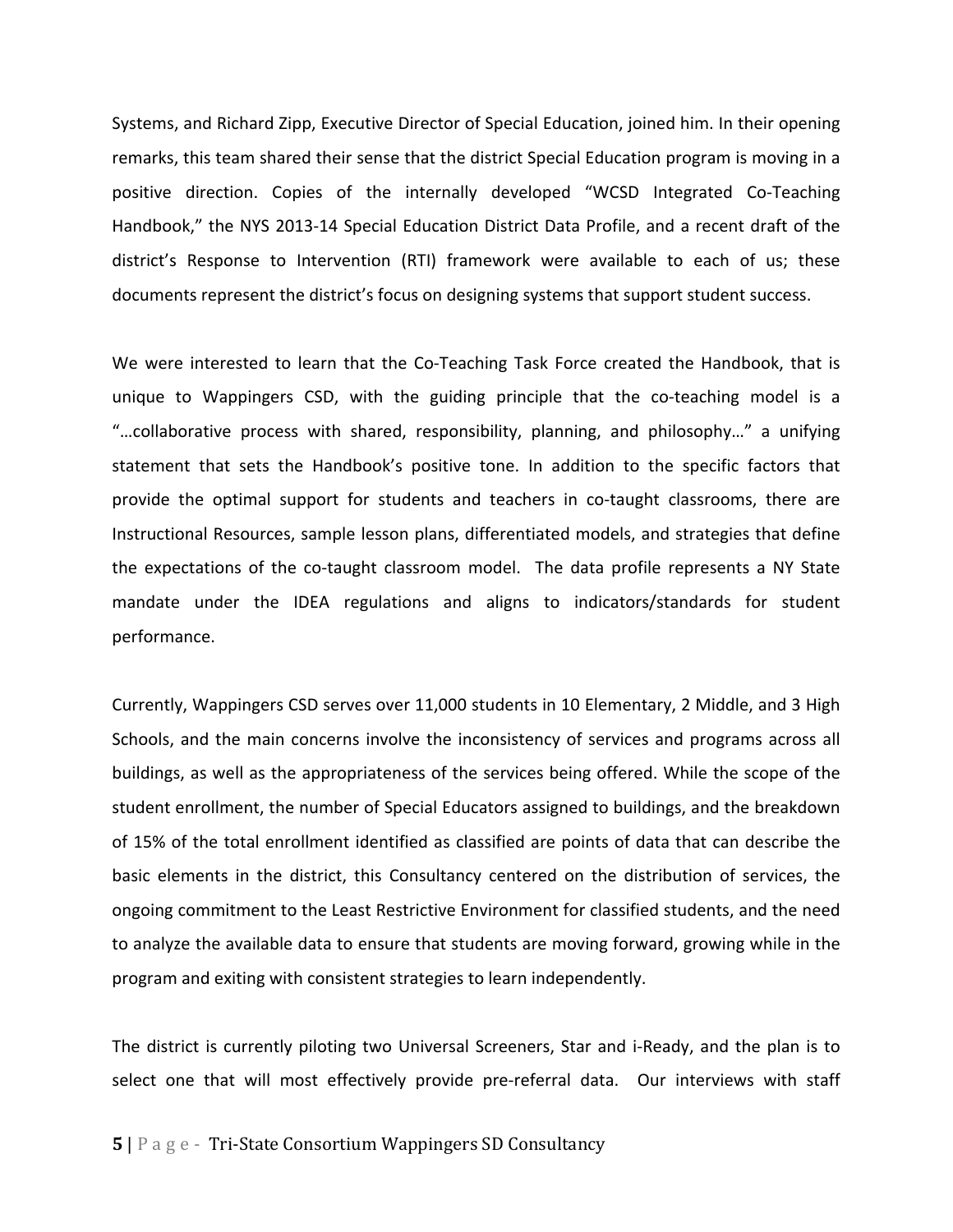Systems, and Richard Zipp, Executive Director of Special Education, joined him. In their opening remarks, this team shared their sense that the district Special Education program is moving in a positive direction. Copies of the internally developed "WCSD Integrated Co-Teaching Handbook," the NYS 2013-14 Special Education District Data Profile, and a recent draft of the district's Response to Intervention (RTI) framework were available to each of us; these documents represent the district's focus on designing systems that support student success.

We were interested to learn that the Co-Teaching Task Force created the Handbook, that is unique to Wappingers CSD, with the guiding principle that the co-teaching model is a "…collaborative process with shared, responsibility, planning, and philosophy…" a unifying statement that sets the Handbook's positive tone. In addition to the specific factors that provide the optimal support for students and teachers in co-taught classrooms, there are Instructional Resources, sample lesson plans, differentiated models, and strategies that define the expectations of the co-taught classroom model. The data profile represents a NY State mandate under the IDEA regulations and aligns to indicators/standards for student performance.

Currently, Wappingers CSD serves over 11,000 students in 10 Elementary, 2 Middle, and 3 High Schools, and the main concerns involve the inconsistency of services and programs across all buildings, as well as the appropriateness of the services being offered. While the scope of the student enrollment, the number of Special Educators assigned to buildings, and the breakdown of 15% of the total enrollment identified as classified are points of data that can describe the basic elements in the district, this Consultancy centered on the distribution of services, the ongoing commitment to the Least Restrictive Environment for classified students, and the need to analyze the available data to ensure that students are moving forward, growing while in the program and exiting with consistent strategies to learn independently.

The district is currently piloting two Universal Screeners, Star and i-Ready, and the plan is to select one that will most effectively provide pre-referral data. Our interviews with staff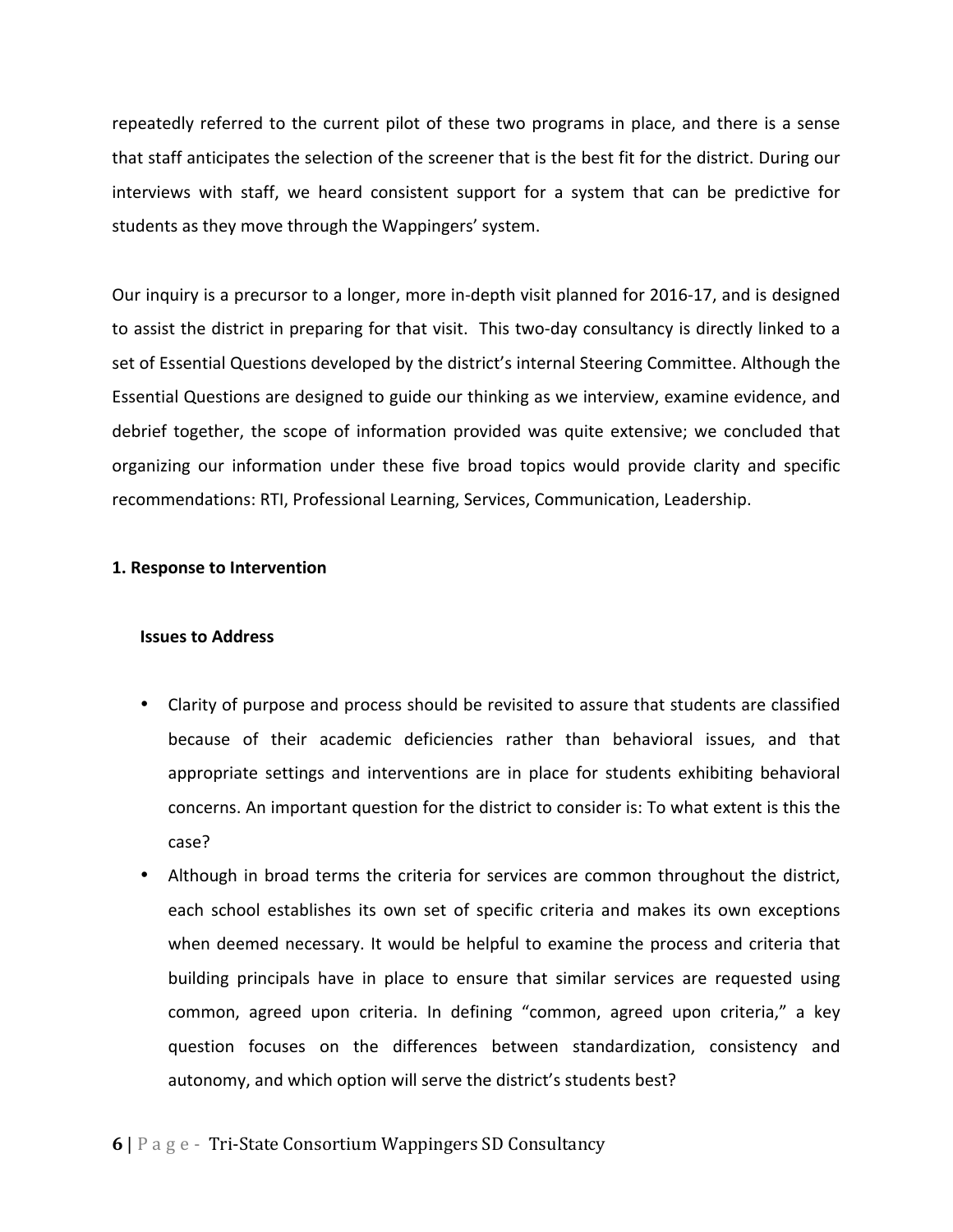repeatedly referred to the current pilot of these two programs in place, and there is a sense that staff anticipates the selection of the screener that is the best fit for the district. During our interviews with staff, we heard consistent support for a system that can be predictive for students as they move through the Wappingers' system.

Our inquiry is a precursor to a longer, more in-depth visit planned for 2016-17, and is designed to assist the district in preparing for that visit. This two-day consultancy is directly linked to a set of Essential Questions developed by the district's internal Steering Committee. Although the Essential Questions are designed to guide our thinking as we interview, examine evidence, and debrief together, the scope of information provided was quite extensive; we concluded that organizing our information under these five broad topics would provide clarity and specific recommendations: RTI, Professional Learning, Services, Communication, Leadership.

**1. Response to Intervention**

**Issues to Address**

- Clarity of purpose and process should be revisited to assure that students are classified because of their academic deficiencies rather than behavioral issues, and that appropriate settings and interventions are in place for students exhibiting behavioral concerns. An important question for the district to consider is: To what extent is this the case?
- Although in broad terms the criteria for services are common throughout the district, each school establishes its own set of specific criteria and makes its own exceptions when deemed necessary. It would be helpful to examine the process and criteria that building principals have in place to ensure that similar services are requested using common, agreed upon criteria. In defining "common, agreed upon criteria," a key question focuses on the differences between standardization, consistency and autonomy, and which option will serve the district's students best?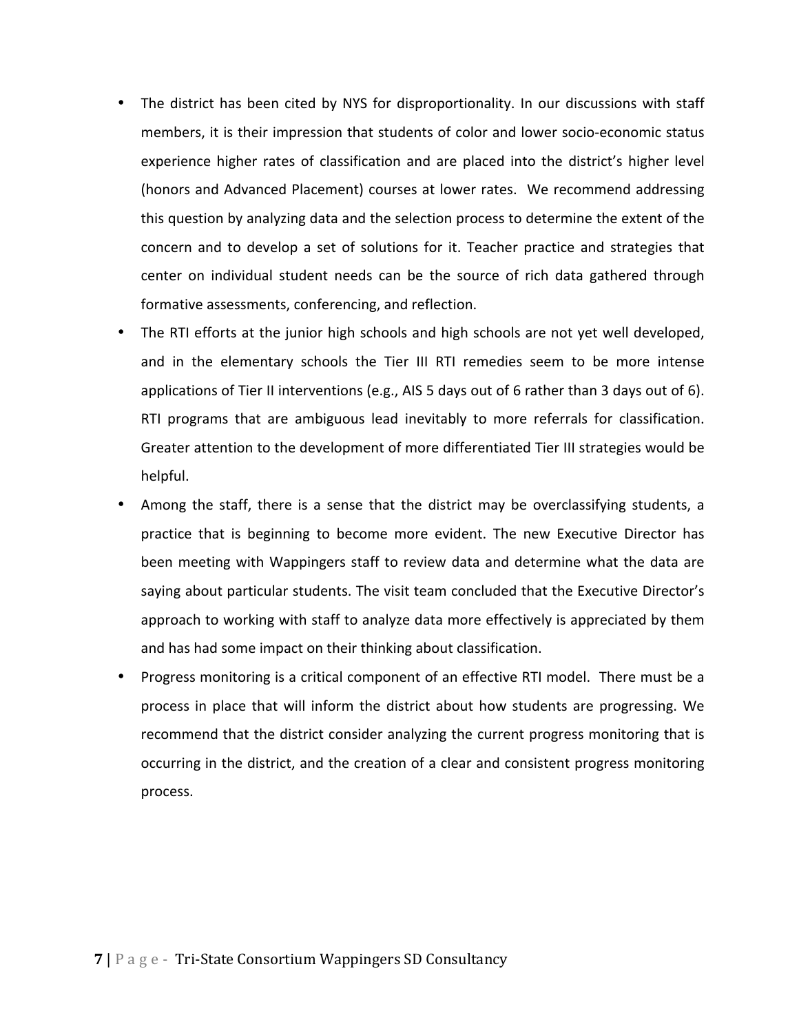- The district has been cited by NYS for disproportionality. In our discussions with staff members, it is their impression that students of color and lower socio-economic status experience higher rates of classification and are placed into the district's higher level (honors and Advanced Placement) courses at lower rates. We recommend addressing this question by analyzing data and the selection process to determine the extent of the concern and to develop a set of solutions for it. Teacher practice and strategies that center on individual student needs can be the source of rich data gathered through formative assessments, conferencing, and reflection.
- The RTI efforts at the junior high schools and high schools are not yet well developed, and in the elementary schools the Tier III RTI remedies seem to be more intense applications of Tier II interventions (e.g., AIS 5 days out of 6 rather than 3 days out of 6). RTI programs that are ambiguous lead inevitably to more referrals for classification. Greater attention to the development of more differentiated Tier III strategies would be helpful.
- Among the staff, there is a sense that the district may be overclassifying students, a practice that is beginning to become more evident. The new Executive Director has been meeting with Wappingers staff to review data and determine what the data are saying about particular students. The visit team concluded that the Executive Director's approach to working with staff to analyze data more effectively is appreciated by them and has had some impact on their thinking about classification.
- Progress monitoring is a critical component of an effective RTI model. There must be a process in place that will inform the district about how students are progressing. We recommend that the district consider analyzing the current progress monitoring that is occurring in the district, and the creation of a clear and consistent progress monitoring process.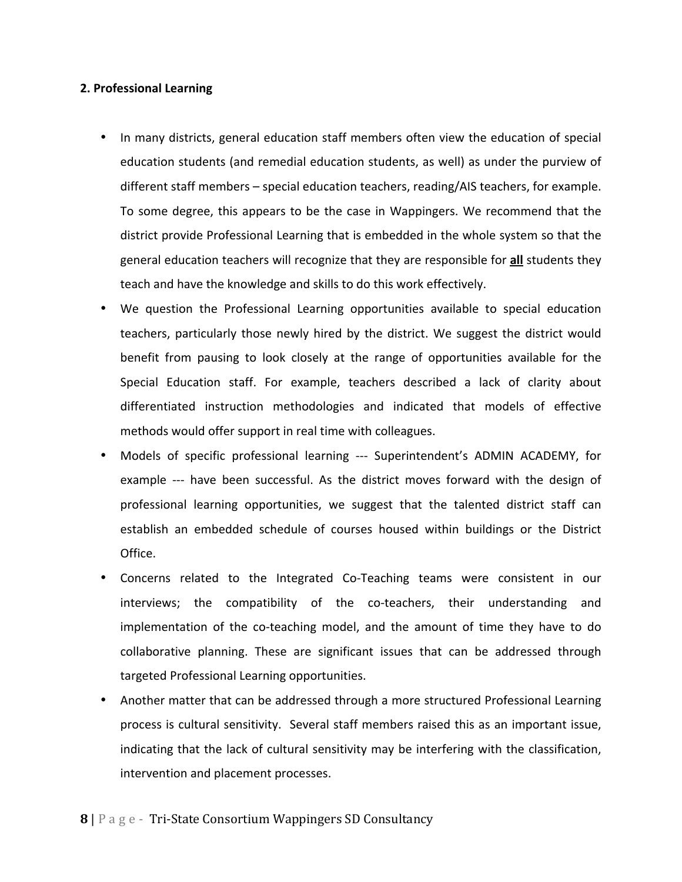**2. Professional Learning**

- In many districts, general education staff members often view the education of special education students (and remedial education students, as well) as under the purview of different staff members – special education teachers, reading/AIS teachers, for example. To some degree, this appears to be the case in Wappingers. We recommend that the district provide Professional Learning that is embedded in the whole system so that the general education teachers will recognize that they are responsible for **all** students they teach and have the knowledge and skills to do this work effectively.
- We question the Professional Learning opportunities available to special education teachers, particularly those newly hired by the district. We suggest the district would benefit from pausing to look closely at the range of opportunities available for the Special Education staff. For example, teachers described a lack of clarity about differentiated instruction methodologies and indicated that models of effective methods would offer support in real time with colleagues.
- Models of specific professional learning --- Superintendent's ADMIN ACADEMY, for example --- have been successful. As the district moves forward with the design of professional learning opportunities, we suggest that the talented district staff can establish an embedded schedule of courses housed within buildings or the District Office.
- Concerns related to the Integrated Co-Teaching teams were consistent in our interviews; the compatibility of the co-teachers, their understanding and implementation of the co-teaching model, and the amount of time they have to do collaborative planning. These are significant issues that can be addressed through targeted Professional Learning opportunities.
- Another matter that can be addressed through a more structured Professional Learning process is cultural sensitivity. Several staff members raised this as an important issue, indicating that the lack of cultural sensitivity may be interfering with the classification, intervention and placement processes.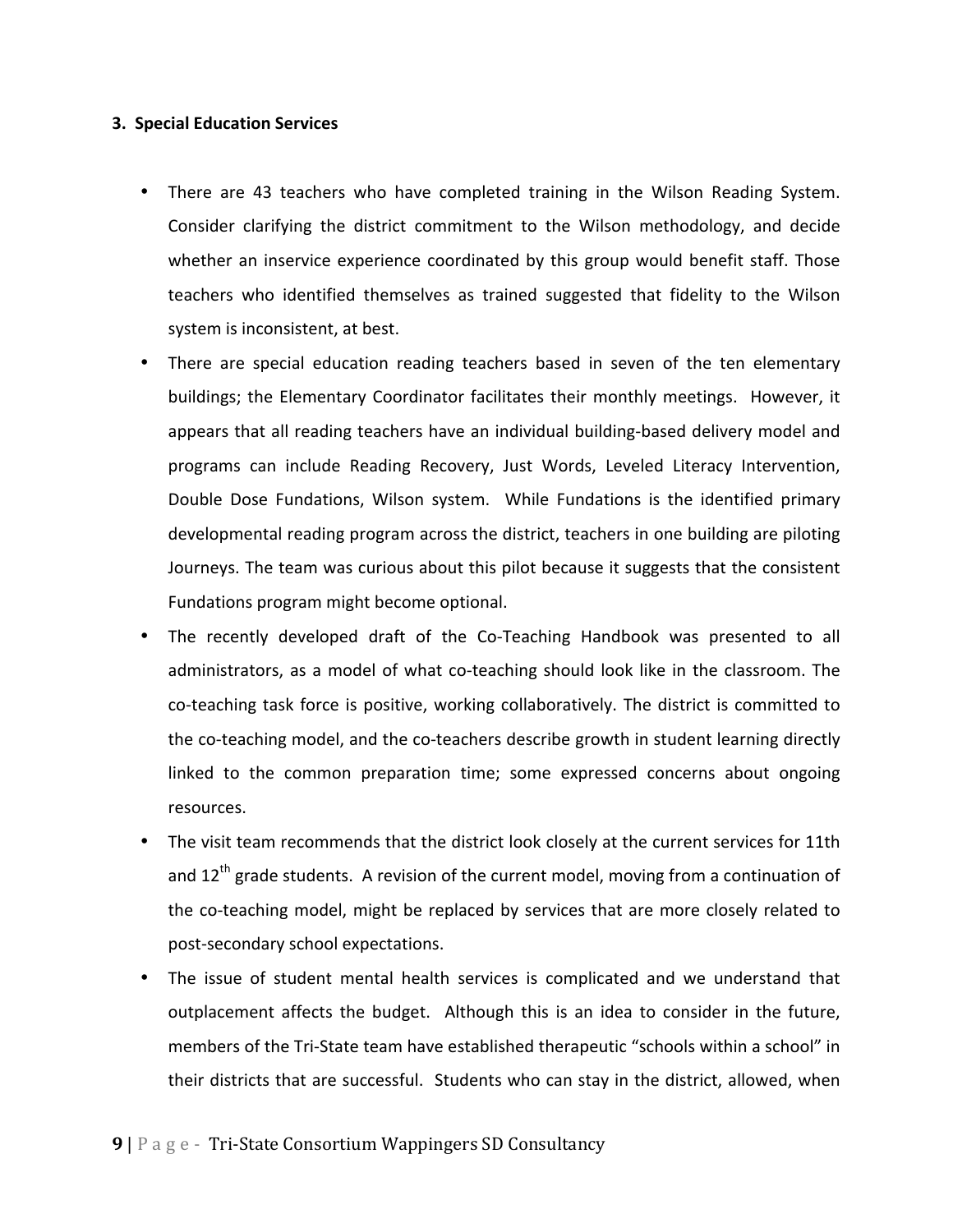### 3. Special Education Services

- There are 43 teachers who have completed training in the Wilson Reading System. Consider clarifying the district commitment to the Wilson methodology, and decide whether an inservice experience coordinated by this group would benefit staff. Those teachers who identified themselves as trained suggested that fidelity to the Wilson system is inconsistent, at best.
- There are special education reading teachers based in seven of the ten elementary buildings; the Elementary Coordinator facilitates their monthly meetings. However, it appears that all reading teachers have an individual building-based delivery model and programs can include Reading Recovery, Just Words, Leveled Literacy Intervention, Double Dose Fundations, Wilson system. While Fundations is the identified primary developmental reading program across the district, teachers in one building are piloting Journeys. The team was curious about this pilot because it suggests that the consistent Fundations program might become optional.
- The recently developed draft of the Co-Teaching Handbook was presented to all administrators, as a model of what co-teaching should look like in the classroom. The co-teaching task force is positive, working collaboratively. The district is committed to the co-teaching model, and the co-teachers describe growth in student learning directly linked to the common preparation time; some expressed concerns about ongoing resources.
- The visit team recommends that the district look closely at the current services for 11th and 12th grade students. A revision of the current model, moving from a continuation of the co-teaching model, might be replaced by services that are more closely related to post-secondary school expectations.
- The issue of student mental health services is complicated and we understand that outplacement affects the budget. Although this is an idea to consider in the future, members of the Tri-State team have established therapeutic "schools within a school" in their districts that are successful. Students who can stay in the district, allowed, when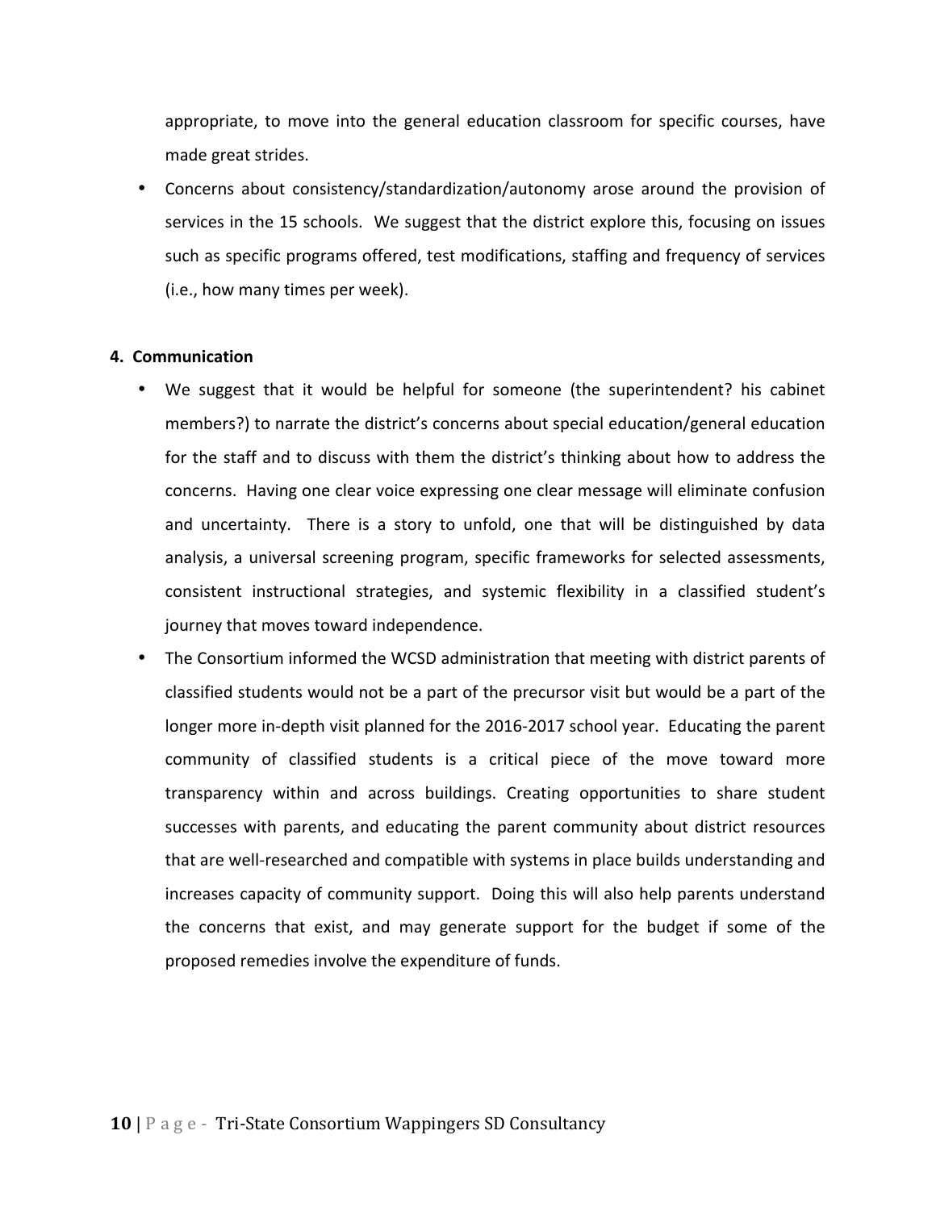appropriate, to move into the general education classroom for specific courses, have made great strides.

- Concerns about consistency/standardization/autonomy arose around the provision of services in the 15 schools. We suggest that the district explore this, focusing on issues such as specific programs offered, test modifications, staffing and frequency of services (i.e., how many times per week).

**4. Communication**

- We suggest that it would be helpful for someone (the superintendent? his cabinet members?) to narrate the district's concerns about special education/general education for the staff and to discuss with them the district's thinking about how to address the concerns. Having one clear voice expressing one clear message will eliminate confusion and uncertainty. There is a story to unfold, one that will be distinguished by data analysis, a universal screening program, specific frameworks for selected assessments, consistent instructional strategies, and systemic flexibility in a classified student's journey that moves toward independence.
- The Consortium informed the WCSD administration that meeting with district parents of classified students would not be a part of the precursor visit but would be a part of the longer more in-depth visit planned for the 2016-2017 school year. Educating the parent community of classified students is a critical piece of the move toward more transparency within and across buildings. Creating opportunities to share student successes with parents, and educating the parent community about district resources that are well-researched and compatible with systems in place builds understanding and increases capacity of community support. Doing this will also help parents understand the concerns that exist, and may generate support for the budget if some of the proposed remedies involve the expenditure of funds.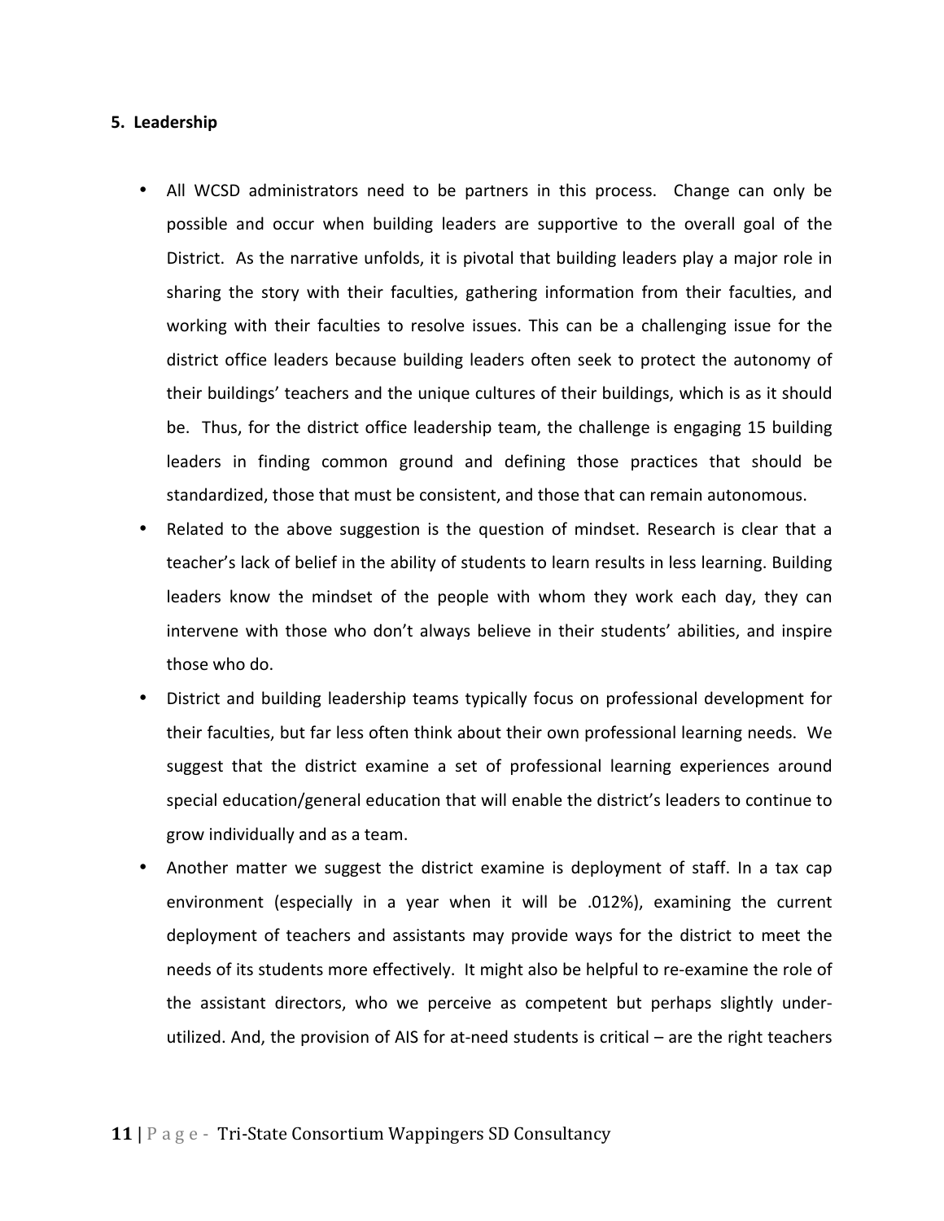**5. Leadership**

- All WCSD administrators need to be partners in this process. Change can only be possible and occur when building leaders are supportive to the overall goal of the District. As the narrative unfolds, it is pivotal that building leaders play a major role in sharing the story with their faculties, gathering information from their faculties, and working with their faculties to resolve issues. This can be a challenging issue for the district office leaders because building leaders often seek to protect the autonomy of their buildings' teachers and the unique cultures of their buildings, which is as it should be. Thus, for the district office leadership team, the challenge is engaging 15 building leaders in finding common ground and defining those practices that should be standardized, those that must be consistent, and those that can remain autonomous.
- Related to the above suggestion is the question of mindset. Research is clear that a teacher's lack of belief in the ability of students to learn results in less learning. Building leaders know the mindset of the people with whom they work each day, they can intervene with those who don't always believe in their students' abilities, and inspire those who do.
- District and building leadership teams typically focus on professional development for their faculties, but far less often think about their own professional learning needs. We suggest that the district examine a set of professional learning experiences around special education/general education that will enable the district's leaders to continue to grow individually and as a team.
- Another matter we suggest the district examine is deployment of staff. In a tax cap environment (especially in a year when it will be .012%), examining the current deployment of teachers and assistants may provide ways for the district to meet the needs of its students more effectively. It might also be helpful to re-examine the role of the assistant directors, who we perceive as competent but perhaps slightly under-utilized. And, the provision of AIS for at-need students is critical – are the right teachers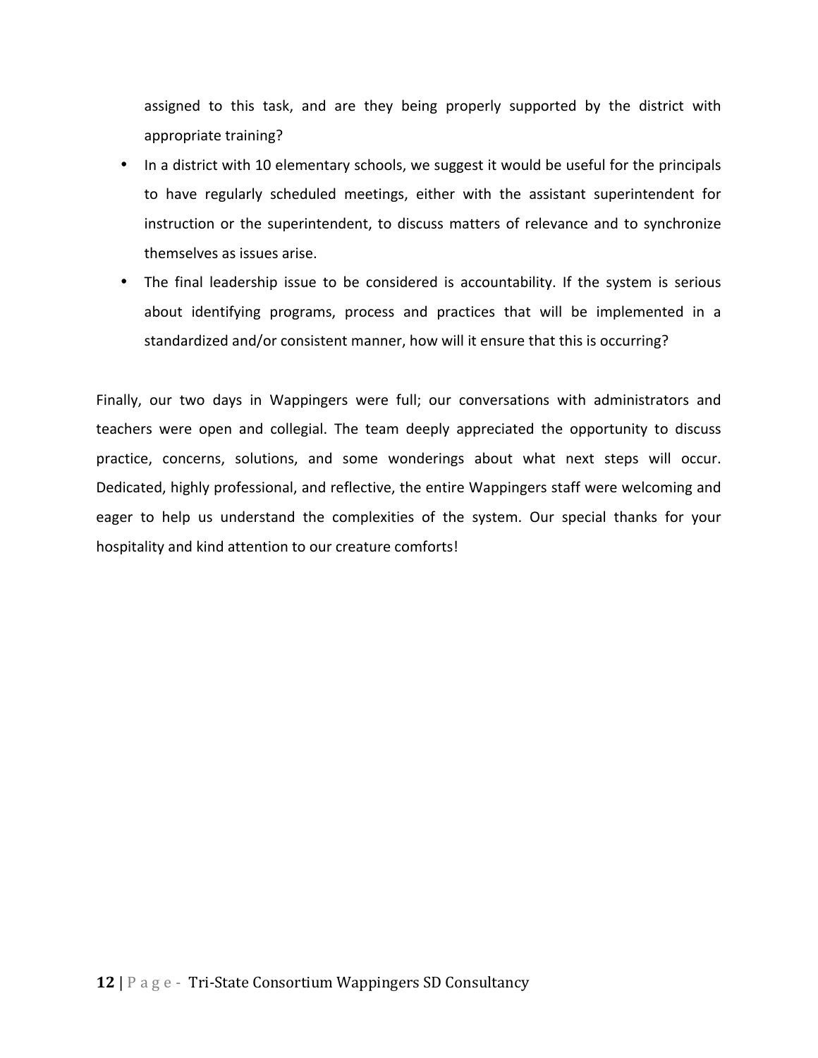assigned to this task, and are they being properly supported by the district with appropriate training?

- In a district with 10 elementary schools, we suggest it would be useful for the principals to have regularly scheduled meetings, either with the assistant superintendent for instruction or the superintendent, to discuss matters of relevance and to synchronize themselves as issues arise.
- The final leadership issue to be considered is accountability. If the system is serious about identifying programs, process and practices that will be implemented in a standardized and/or consistent manner, how will it ensure that this is occurring?

Finally, our two days in Wappingers were full; our conversations with administrators and teachers were open and collegial. The team deeply appreciated the opportunity to discuss practice, concerns, solutions, and some wonderings about what next steps will occur. Dedicated, highly professional, and reflective, the entire Wappingers staff were welcoming and eager to help us understand the complexities of the system. Our special thanks for your hospitality and kind attention to our creature comforts!